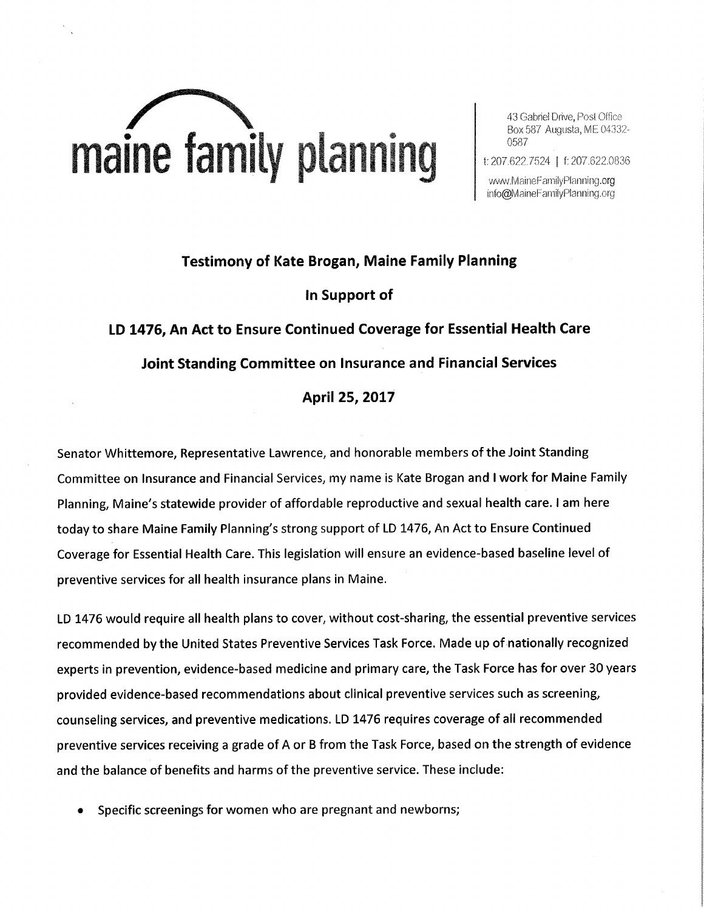# maine family planning

43 Gabriel Drive, Post Office Box 587 Augusta, ME 04332-0587

t: 207.622.7524 | f: 207.622.0836

www.MaineFamilyPlanning.org
info@MaineFamilyPlanning.org

## Testimony of Kate Brogan, Maine Family Planning

## In Support of

## LD 1476, An Act to Ensure Continued Coverage for Essential Health Care

## Joint Standing Committee on Insurance and Financial Services

## April 25, 2017

Senator Whittemore, Representative Lawrence, and honorable members of the Joint Standing Committee on Insurance and Financial Services, my name is Kate Brogan and I work for Maine Family Planning, Maine's statewide provider of affordable reproductive and sexual health care. I am here today to share Maine Family Planning's strong support of LD 1476, An Act to Ensure Continued Coverage for Essential Health Care. This legislation will ensure an evidence-based baseline level of preventive services for all health insurance plans in Maine.

LD 1476 would require all health plans to cover, without cost-sharing, the essential preventive services recommended by the United States Preventive Services Task Force. Made up of nationally recognized experts in prevention, evidence-based medicine and primary care, the Task Force has for over 30 years provided evidence-based recommendations about clinical preventive services such as screening, counseling services, and preventive medications. LD 1476 requires coverage of all recommended preventive services receiving a grade of A or B from the Task Force, based on the strength of evidence and the balance of benefits and harms of the preventive service. These include:

- Specific screenings for women who are pregnant and newborns;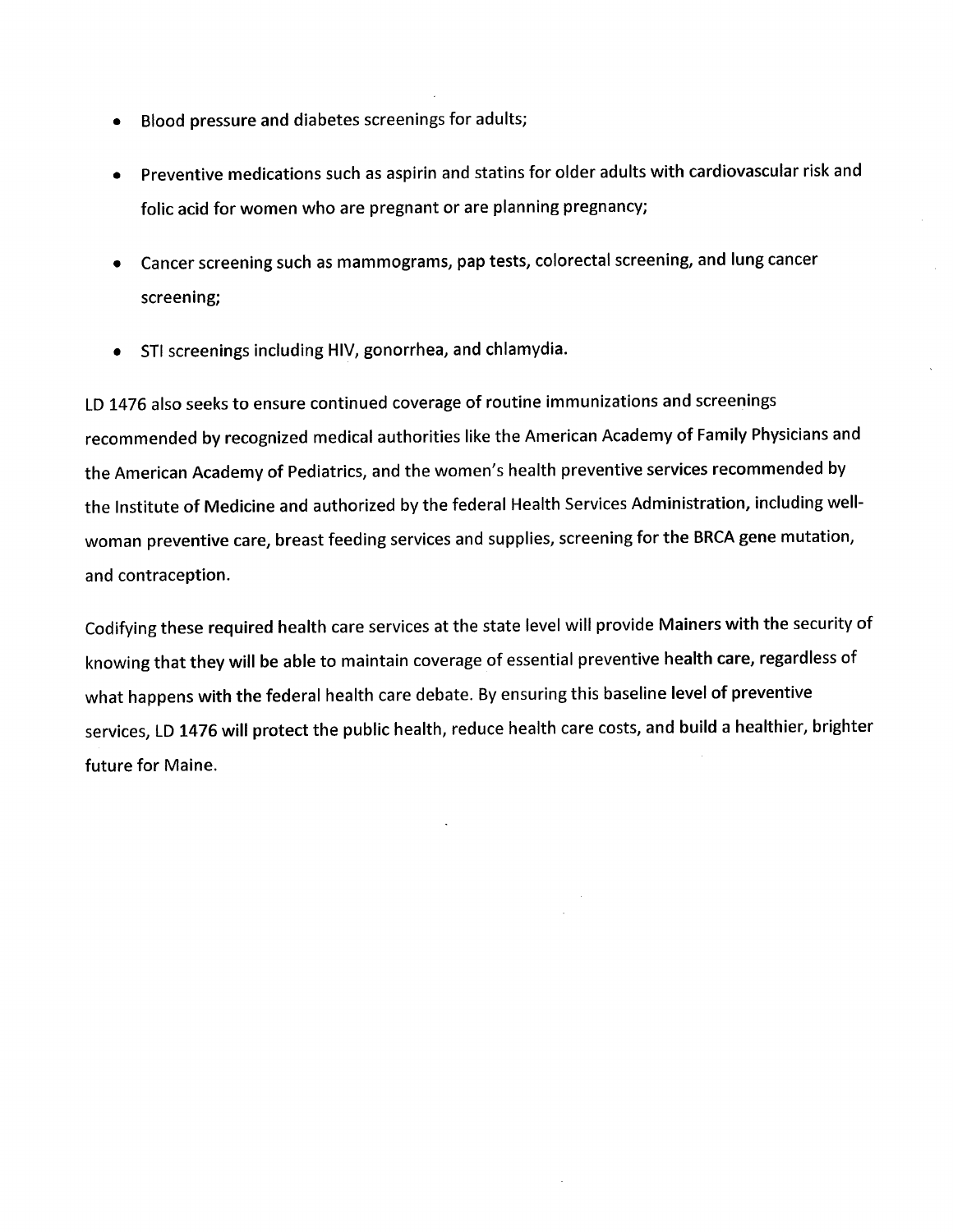- Blood pressure and diabetes screenings for adults;
- Preventive medications such as aspirin and statins for older adults with cardiovascular risk and folic acid for women who are pregnant or are planning pregnancy;
- Cancer screening such as mammograms, pap tests, colorectal screening, and lung cancer screening;
- STI screenings including HIV, gonorrhea, and chlamydia.

LD 1476 also seeks to ensure continued coverage of routine immunizations and screenings recommended by recognized medical authorities like the American Academy of Family Physicians and the American Academy of Pediatrics, and the women's health preventive services recommended by the Institute of Medicine and authorized by the federal Health Services Administration, including well-woman preventive care, breast feeding services and supplies, screening for the BRCA gene mutation, and contraception.

Codifying these required health care services at the state level will provide Mainers with the security of knowing that they will be able to maintain coverage of essential preventive health care, regardless of what happens with the federal health care debate. By ensuring this baseline level of preventive services, LD 1476 will protect the public health, reduce health care costs, and build a healthier, brighter future for Maine.